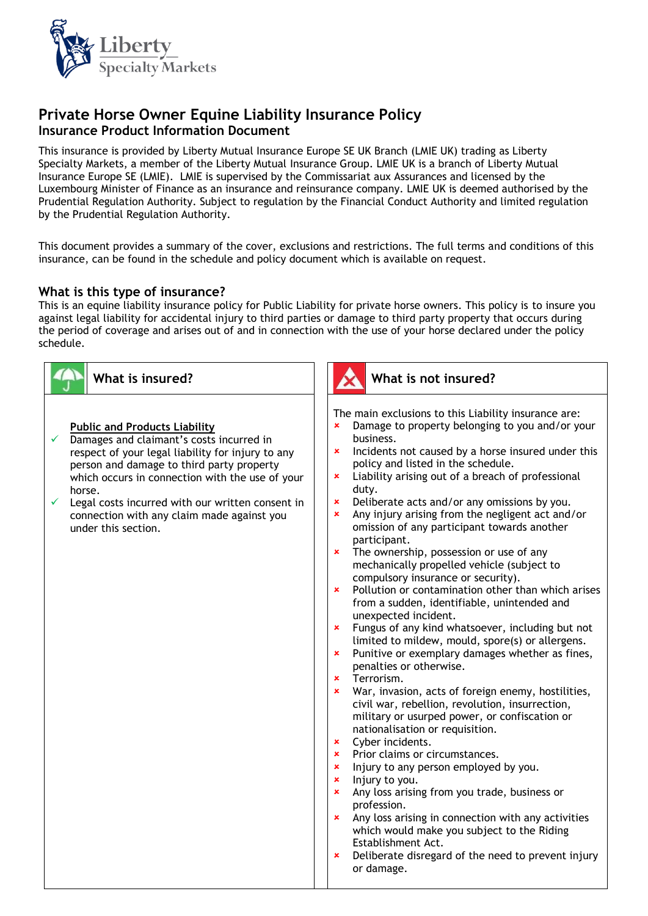# Private Horse Owner Equine Liability Insurance Policy

## Insurance Product Information Document

This insurance is provided by Liberty Mutual Insurance Europe SE UK Branch (LMIE UK) trading as Liberty Specialty Markets, a member of the Liberty Mutual Insurance Group. LMIE UK is a branch of Liberty Mutual Insurance Europe SE (LMIE). LMIE is supervised by the Commissariat aux Assurances and licensed by the Luxembourg Minister of Finance as an insurance and reinsurance company. LMIE UK is deemed authorised by the Prudential Regulation Authority. Subject to regulation by the Financial Conduct Authority and limited regulation by the Prudential Regulation Authority.

This document provides a summary of the cover, exclusions and restrictions. The full terms and conditions of this insurance, can be found in the schedule and policy document which is available on request.

### What is this type of insurance?

This is an equine liability insurance policy for Public Liability for private horse owners. This policy is to insure you against legal liability for accidental injury to third parties or damage to third party property that occurs during the period of coverage and arises out of and in connection with the use of your horse declared under the policy schedule.

### What is insured?

**Public and Products Liability**

- ✓ Damages and claimant's costs incurred in respect of your legal liability for injury to any person and damage to third party property which occurs in connection with the use of your horse.
- ✓ Legal costs incurred with our written consent in connection with any claim made against you under this section.

### What is not insured?

The main exclusions to this Liability insurance are:

- × Damage to property belonging to you and/or your business.
- × Incidents not caused by a horse insured under this policy and listed in the schedule.
- × Liability arising out of a breach of professional duty.
- × Deliberate acts and/or any omissions by you.
- × Any injury arising from the negligent act and/or omission of any participant towards another participant.
- × The ownership, possession or use of any mechanically propelled vehicle (subject to compulsory insurance or security).
- × Pollution or contamination other than which arises from a sudden, identifiable, unintended and unexpected incident.
- × Fungus of any kind whatsoever, including but not limited to mildew, mould, spore(s) or allergens.
- × Punitive or exemplary damages whether as fines, penalties or otherwise.
- × Terrorism.
- × War, invasion, acts of foreign enemy, hostilities, civil war, rebellion, revolution, insurrection, military or usurped power, or confiscation or nationalisation or requisition.
- × Cyber incidents.
- × Prior claims or circumstances.
- × Injury to any person employed by you.
- × Injury to you.
- × Any loss arising from you trade, business or profession.
- × Any loss arising in connection with any activities which would make you subject to the Riding Establishment Act.
- × Deliberate disregard of the need to prevent injury or damage.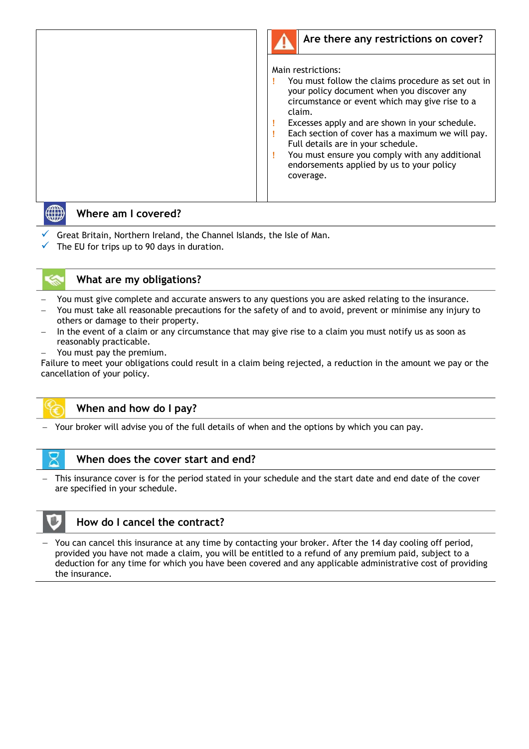## Are there any restrictions on cover?

Main restrictions:

- ! You must follow the claims procedure as set out in your policy document when you discover any circumstance or event which may give rise to a claim.
- ! Excesses apply and are shown in your schedule.
- ! Each section of cover has a maximum we will pay. Full details are in your schedule.
- ! You must ensure you comply with any additional endorsements applied by us to your policy coverage.

## Where am I covered?

- ✓ Great Britain, Northern Ireland, the Channel Islands, the Isle of Man.
- ✓ The EU for trips up to 90 days in duration.

## What are my obligations?

- You must give complete and accurate answers to any questions you are asked relating to the insurance.
- You must take all reasonable precautions for the safety of and to avoid, prevent or minimise any injury to others or damage to their property.
- In the event of a claim or any circumstance that may give rise to a claim you must notify us as soon as reasonably practicable.
- You must pay the premium.

Failure to meet your obligations could result in a claim being rejected, a reduction in the amount we pay or the cancellation of your policy.

## When and how do I pay?

- Your broker will advise you of the full details of when and the options by which you can pay.

## When does the cover start and end?

- This insurance cover is for the period stated in your schedule and the start date and end date of the cover are specified in your schedule.

## How do I cancel the contract?

- You can cancel this insurance at any time by contacting your broker. After the 14 day cooling off period, provided you have not made a claim, you will be entitled to a refund of any premium paid, subject to a deduction for any time for which you have been covered and any applicable administrative cost of providing the insurance.